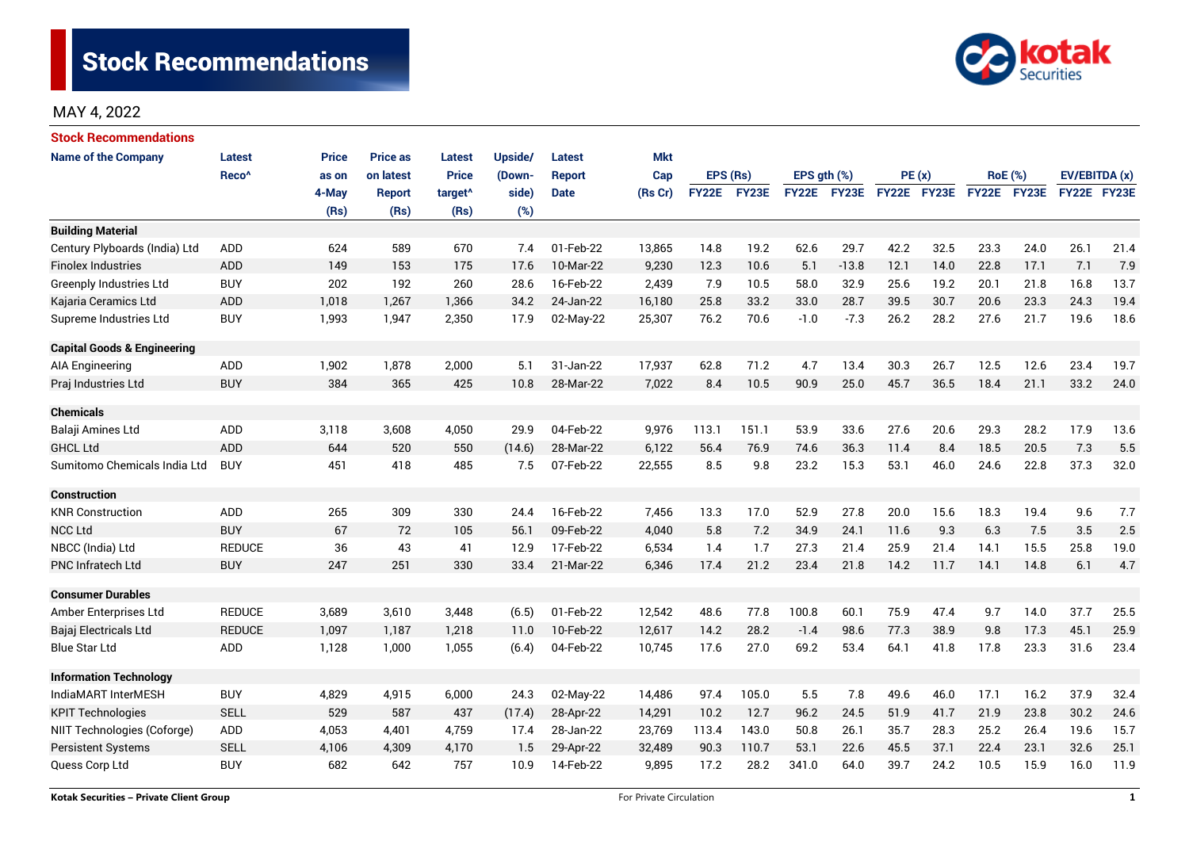# Stock Recommendations

MAY 4, 2022

## Stock Recommendations

| Name of the Company | Latest Reco^ | Price as on 4-May (Rs) | Price as on latest Report (Rs) | Latest Price target^ (Rs) | Upside/ (Down-side) (%) | Latest Report Date | Mkt Cap (Rs Cr) | EPS (Rs) | | EPS gth (%) | | PE (x) | | RoE (%) | | EV/EBITDA (x) | |
|---|---|---|---|---|---|---|---|---|---|---|---|---|---|---|---|---|---|
| | | | | | | | | FY22E | FY23E | FY22E | FY23E | FY22E | FY23E | FY22E | FY23E | FY22E | FY23E |
| **Building Material** | | | | | | | | | | | | | | | | | |
| Century Plyboards (India) Ltd | ADD | 624 | 589 | 670 | 7.4 | 01-Feb-22 | 13,865 | 14.8 | 19.2 | 62.6 | 29.7 | 42.2 | 32.5 | 23.3 | 24.0 | 26.1 | 21.4 |
| Finolex Industries | ADD | 149 | 153 | 175 | 17.6 | 10-Mar-22 | 9,230 | 12.3 | 10.6 | 5.1 | -13.8 | 12.1 | 14.0 | 22.8 | 17.1 | 7.1 | 7.9 |
| Greenply Industries Ltd | BUY | 202 | 192 | 260 | 28.6 | 16-Feb-22 | 2,439 | 7.9 | 10.5 | 58.0 | 32.9 | 25.6 | 19.2 | 20.1 | 21.8 | 16.8 | 13.7 |
| Kajaria Ceramics Ltd | ADD | 1,018 | 1,267 | 1,366 | 34.2 | 24-Jan-22 | 16,180 | 25.8 | 33.2 | 33.0 | 28.7 | 39.5 | 30.7 | 20.6 | 23.3 | 24.3 | 19.4 |
| Supreme Industries Ltd | BUY | 1,993 | 1,947 | 2,350 | 17.9 | 02-May-22 | 25,307 | 76.2 | 70.6 | -1.0 | -7.3 | 26.2 | 28.2 | 27.6 | 21.7 | 19.6 | 18.6 |
| **Capital Goods & Engineering** | | | | | | | | | | | | | | | | | |
| AIA Engineering | ADD | 1,902 | 1,878 | 2,000 | 5.1 | 31-Jan-22 | 17,937 | 62.8 | 71.2 | 4.7 | 13.4 | 30.3 | 26.7 | 12.5 | 12.6 | 23.4 | 19.7 |
| Praj Industries Ltd | BUY | 384 | 365 | 425 | 10.8 | 28-Mar-22 | 7,022 | 8.4 | 10.5 | 90.9 | 25.0 | 45.7 | 36.5 | 18.4 | 21.1 | 33.2 | 24.0 |
| **Chemicals** | | | | | | | | | | | | | | | | | |
| Balaji Amines Ltd | ADD | 3,118 | 3,608 | 4,050 | 29.9 | 04-Feb-22 | 9,976 | 113.1 | 151.1 | 53.9 | 33.6 | 27.6 | 20.6 | 29.3 | 28.2 | 17.9 | 13.6 |
| GHCL Ltd | ADD | 644 | 520 | 550 | (14.6) | 28-Mar-22 | 6,122 | 56.4 | 76.9 | 74.6 | 36.3 | 11.4 | 8.4 | 18.5 | 20.5 | 7.3 | 5.5 |
| Sumitomo Chemicals India Ltd | BUY | 451 | 418 | 485 | 7.5 | 07-Feb-22 | 22,555 | 8.5 | 9.8 | 23.2 | 15.3 | 53.1 | 46.0 | 24.6 | 22.8 | 37.3 | 32.0 |
| **Construction** | | | | | | | | | | | | | | | | | |
| KNR Construction | ADD | 265 | 309 | 330 | 24.4 | 16-Feb-22 | 7,456 | 13.3 | 17.0 | 52.9 | 27.8 | 20.0 | 15.6 | 18.3 | 19.4 | 9.6 | 7.7 |
| NCC Ltd | BUY | 67 | 72 | 105 | 56.1 | 09-Feb-22 | 4,040 | 5.8 | 7.2 | 34.9 | 24.1 | 11.6 | 9.3 | 6.3 | 7.5 | 3.5 | 2.5 |
| NBCC (India) Ltd | REDUCE | 36 | 43 | 41 | 12.9 | 17-Feb-22 | 6,534 | 1.4 | 1.7 | 27.3 | 21.4 | 25.9 | 21.4 | 14.1 | 15.5 | 25.8 | 19.0 |
| PNC Infratech Ltd | BUY | 247 | 251 | 330 | 33.4 | 21-Mar-22 | 6,346 | 17.4 | 21.2 | 23.4 | 21.8 | 14.2 | 11.7 | 14.1 | 14.8 | 6.1 | 4.7 |
| **Consumer Durables** | | | | | | | | | | | | | | | | | |
| Amber Enterprises Ltd | REDUCE | 3,689 | 3,610 | 3,448 | (6.5) | 01-Feb-22 | 12,542 | 48.6 | 77.8 | 100.8 | 60.1 | 75.9 | 47.4 | 9.7 | 14.0 | 37.7 | 25.5 |
| Bajaj Electricals Ltd | REDUCE | 1,097 | 1,187 | 1,218 | 11.0 | 10-Feb-22 | 12,617 | 14.2 | 28.2 | -1.4 | 98.6 | 77.3 | 38.9 | 9.8 | 17.3 | 45.1 | 25.9 |
| Blue Star Ltd | ADD | 1,128 | 1,000 | 1,055 | (6.4) | 04-Feb-22 | 10,745 | 17.6 | 27.0 | 69.2 | 53.4 | 64.1 | 41.8 | 17.8 | 23.3 | 31.6 | 23.4 |
| **Information Technology** | | | | | | | | | | | | | | | | | |
| IndiaMART InterMESH | BUY | 4,829 | 4,915 | 6,000 | 24.3 | 02-May-22 | 14,486 | 97.4 | 105.0 | 5.5 | 7.8 | 49.6 | 46.0 | 17.1 | 16.2 | 37.9 | 32.4 |
| KPIT Technologies | SELL | 529 | 587 | 437 | (17.4) | 28-Apr-22 | 14,291 | 10.2 | 12.7 | 96.2 | 24.5 | 51.9 | 41.7 | 21.9 | 23.8 | 30.2 | 24.6 |
| NIIT Technologies (Coforge) | ADD | 4,053 | 4,401 | 4,759 | 17.4 | 28-Jan-22 | 23,769 | 113.4 | 143.0 | 50.8 | 26.1 | 35.7 | 28.3 | 25.2 | 26.4 | 19.6 | 15.7 |
| Persistent Systems | SELL | 4,106 | 4,309 | 4,170 | 1.5 | 29-Apr-22 | 32,489 | 90.3 | 110.7 | 53.1 | 22.6 | 45.5 | 37.1 | 22.4 | 23.1 | 32.6 | 25.1 |
| Quess Corp Ltd | BUY | 682 | 642 | 757 | 10.9 | 14-Feb-22 | 9,895 | 17.2 | 28.2 | 341.0 | 64.0 | 39.7 | 24.2 | 10.5 | 15.9 | 16.0 | 11.9 |

Kotak Securities – Private Client Group

For Private Circulation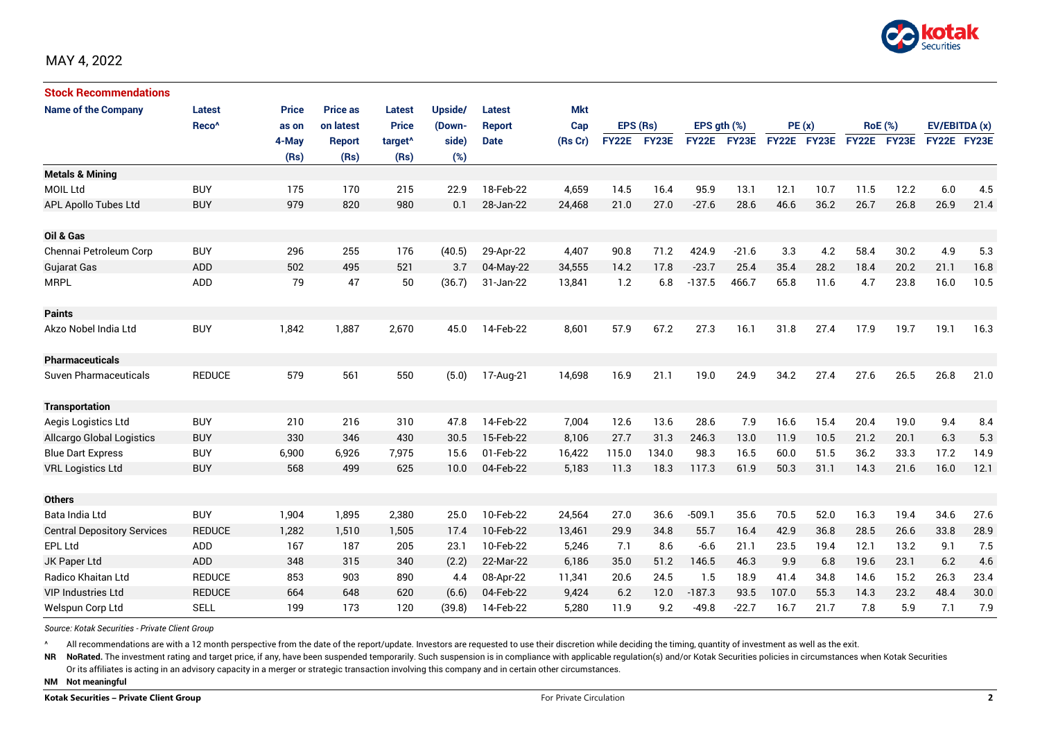MAY 4, 2022

## Stock Recommendations

| Name of the Company | Latest Reco^ | Price as on 4-May (Rs) | Price as on latest Report (Rs) | Latest Price target^ (Rs) | Upside/ (Down-side) (%) | Latest Report Date | Mkt Cap (Rs Cr) | EPS (Rs) FY22E | EPS (Rs) FY23E | EPS gth (%) FY22E | EPS gth (%) FY23E | PE (x) FY22E | PE (x) FY23E | RoE (%) FY22E | RoE (%) FY23E | EV/EBITDA (x) FY22E | EV/EBITDA (x) FY23E |
|---|---|---|---|---|---|---|---|---|---|---|---|---|---|---|---|---|---|
| **Metals & Mining** | | | | | | | | | | | | | | | | | |
| MOIL Ltd | BUY | 175 | 170 | 215 | 22.9 | 18-Feb-22 | 4,659 | 14.5 | 16.4 | 95.9 | 13.1 | 12.1 | 10.7 | 11.5 | 12.2 | 6.0 | 4.5 |
| APL Apollo Tubes Ltd | BUY | 979 | 820 | 980 | 0.1 | 28-Jan-22 | 24,468 | 21.0 | 27.0 | -27.6 | 28.6 | 46.6 | 36.2 | 26.7 | 26.8 | 26.9 | 21.4 |
| **Oil & Gas** | | | | | | | | | | | | | | | | | |
| Chennai Petroleum Corp | BUY | 296 | 255 | 176 | (40.5) | 29-Apr-22 | 4,407 | 90.8 | 71.2 | 424.9 | -21.6 | 3.3 | 4.2 | 58.4 | 30.2 | 4.9 | 5.3 |
| Gujarat Gas | ADD | 502 | 495 | 521 | 3.7 | 04-May-22 | 34,555 | 14.2 | 17.8 | -23.7 | 25.4 | 35.4 | 28.2 | 18.4 | 20.2 | 21.1 | 16.8 |
| MRPL | ADD | 79 | 47 | 50 | (36.7) | 31-Jan-22 | 13,841 | 1.2 | 6.8 | -137.5 | 466.7 | 65.8 | 11.6 | 4.7 | 23.8 | 16.0 | 10.5 |
| **Paints** | | | | | | | | | | | | | | | | | |
| Akzo Nobel India Ltd | BUY | 1,842 | 1,887 | 2,670 | 45.0 | 14-Feb-22 | 8,601 | 57.9 | 67.2 | 27.3 | 16.1 | 31.8 | 27.4 | 17.9 | 19.7 | 19.1 | 16.3 |
| **Pharmaceuticals** | | | | | | | | | | | | | | | | | |
| Suven Pharmaceuticals | REDUCE | 579 | 561 | 550 | (5.0) | 17-Aug-21 | 14,698 | 16.9 | 21.1 | 19.0 | 24.9 | 34.2 | 27.4 | 27.6 | 26.5 | 26.8 | 21.0 |
| **Transportation** | | | | | | | | | | | | | | | | | |
| Aegis Logistics Ltd | BUY | 210 | 216 | 310 | 47.8 | 14-Feb-22 | 7,004 | 12.6 | 13.6 | 28.6 | 7.9 | 16.6 | 15.4 | 20.4 | 19.0 | 9.4 | 8.4 |
| Allcargo Global Logistics | BUY | 330 | 346 | 430 | 30.5 | 15-Feb-22 | 8,106 | 27.7 | 31.3 | 246.3 | 13.0 | 11.9 | 10.5 | 21.2 | 20.1 | 6.3 | 5.3 |
| Blue Dart Express | BUY | 6,900 | 6,926 | 7,975 | 15.6 | 01-Feb-22 | 16,422 | 115.0 | 134.0 | 98.3 | 16.5 | 60.0 | 51.5 | 36.2 | 33.3 | 17.2 | 14.9 |
| VRL Logistics Ltd | BUY | 568 | 499 | 625 | 10.0 | 04-Feb-22 | 5,183 | 11.3 | 18.3 | 117.3 | 61.9 | 50.3 | 31.1 | 14.3 | 21.6 | 16.0 | 12.1 |
| **Others** | | | | | | | | | | | | | | | | | |
| Bata India Ltd | BUY | 1,904 | 1,895 | 2,380 | 25.0 | 10-Feb-22 | 24,564 | 27.0 | 36.6 | -509.1 | 35.6 | 70.5 | 52.0 | 16.3 | 19.4 | 34.6 | 27.6 |
| Central Depository Services | REDUCE | 1,282 | 1,510 | 1,505 | 17.4 | 10-Feb-22 | 13,461 | 29.9 | 34.8 | 55.7 | 16.4 | 42.9 | 36.8 | 28.5 | 26.6 | 33.8 | 28.9 |
| EPL Ltd | ADD | 167 | 187 | 205 | 23.1 | 10-Feb-22 | 5,246 | 7.1 | 8.6 | -6.6 | 21.1 | 23.5 | 19.4 | 12.1 | 13.2 | 9.1 | 7.5 |
| JK Paper Ltd | ADD | 348 | 315 | 340 | (2.2) | 22-Mar-22 | 6,186 | 35.0 | 51.2 | 146.5 | 46.3 | 9.9 | 6.8 | 19.6 | 23.1 | 6.2 | 4.6 |
| Radico Khaitan Ltd | REDUCE | 853 | 903 | 890 | 4.4 | 08-Apr-22 | 11,341 | 20.6 | 24.5 | 1.5 | 18.9 | 41.4 | 34.8 | 14.6 | 15.2 | 26.3 | 23.4 |
| VIP Industries Ltd | REDUCE | 664 | 648 | 620 | (6.6) | 04-Feb-22 | 9,424 | 6.2 | 12.0 | -187.3 | 93.5 | 107.0 | 55.3 | 14.3 | 23.2 | 48.4 | 30.0 |
| Welspun Corp Ltd | SELL | 199 | 173 | 120 | (39.8) | 14-Feb-22 | 5,280 | 11.9 | 9.2 | -49.8 | -22.7 | 16.7 | 21.7 | 7.8 | 5.9 | 7.1 | 7.9 |

*Source: Kotak Securities - Private Client Group*

^ All recommendations are with a 12 month perspective from the date of the report/update. Investors are requested to use their discretion while deciding the timing, quantity of investment as well as the exit.

**NR** **NoRated.** The investment rating and target price, if any, have been suspended temporarily. Such suspension is in compliance with applicable regulation(s) and/or Kotak Securities policies in circumstances when Kotak Securities Or its affiliates is acting in an advisory capacity in a merger or strategic transaction involving this company and in certain other circumstances.

**NM** **Not meaningful**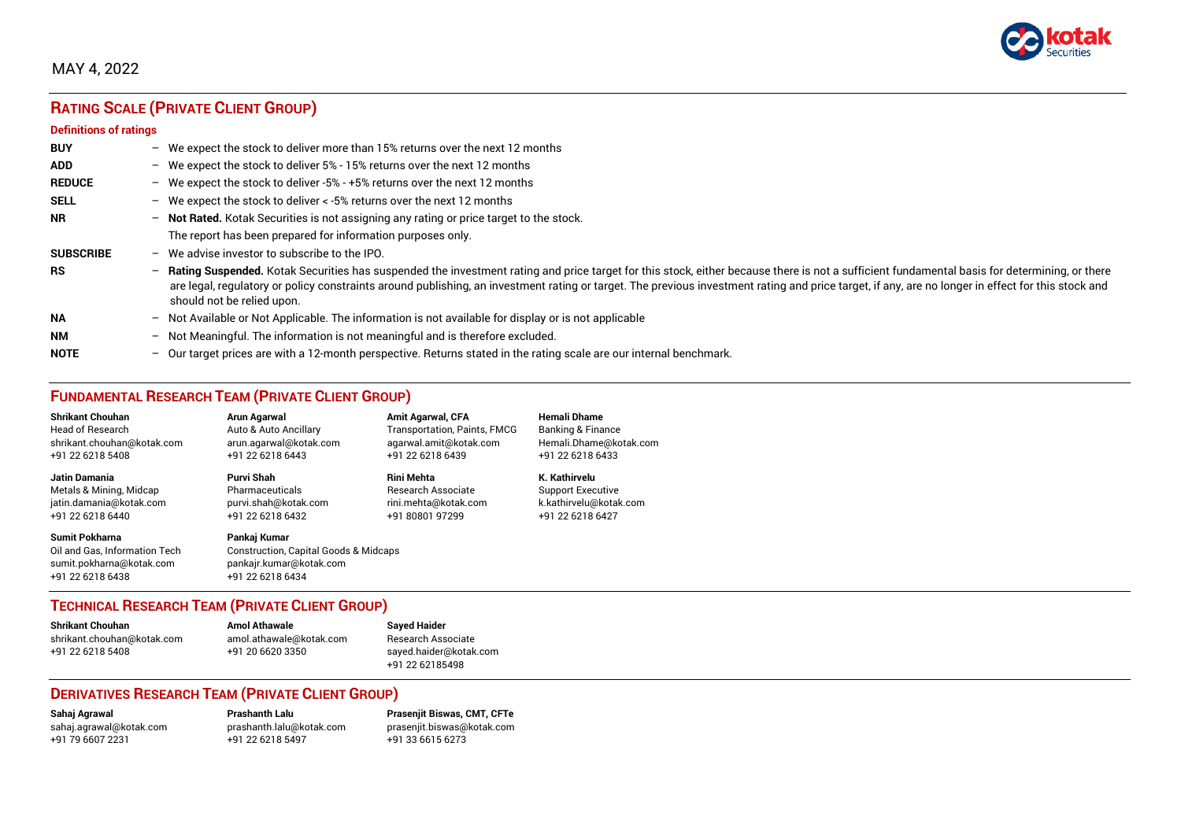MAY 4, 2022

## Rating Scale (Private Client Group)

### Definitions of ratings

**BUY** – We expect the stock to deliver more than 15% returns over the next 12 months

**ADD** – We expect the stock to deliver 5% - 15% returns over the next 12 months

**REDUCE** – We expect the stock to deliver -5% - +5% returns over the next 12 months

**SELL** – We expect the stock to deliver < -5% returns over the next 12 months

**NR** – **Not Rated.** Kotak Securities is not assigning any rating or price target to the stock. The report has been prepared for information purposes only.

**SUBSCRIBE** – We advise investor to subscribe to the IPO.

**RS** – **Rating Suspended.** Kotak Securities has suspended the investment rating and price target for this stock, either because there is not a sufficient fundamental basis for determining, or there are legal, regulatory or policy constraints around publishing, an investment rating or target. The previous investment rating and price target, if any, are no longer in effect for this stock and should not be relied upon.

**NA** – Not Available or Not Applicable. The information is not available for display or is not applicable

**NM** – Not Meaningful. The information is not meaningful and is therefore excluded.

**NOTE** – Our target prices are with a 12-month perspective. Returns stated in the rating scale are our internal benchmark.

## Fundamental Research Team (Private Client Group)

**Shrikant Chouhan**
Head of Research
shrikant.chouhan@kotak.com
+91 22 6218 5408

**Arun Agarwal**
Auto & Auto Ancillary
arun.agarwal@kotak.com
+91 22 6218 6443

**Amit Agarwal, CFA**
Transportation, Paints, FMCG
agarwal.amit@kotak.com
+91 22 6218 6439

**Hemali Dhame**
Banking & Finance
Hemali.Dhame@kotak.com
+91 22 6218 6433

**Jatin Damania**
Metals & Mining, Midcap
jatin.damania@kotak.com
+91 22 6218 6440

**Purvi Shah**
Pharmaceuticals
purvi.shah@kotak.com
+91 22 6218 6432

**Rini Mehta**
Research Associate
rini.mehta@kotak.com
+91 80801 97299

**K. Kathirvelu**
Support Executive
k.kathirvelu@kotak.com
+91 22 6218 6427

**Sumit Pokharna**
Oil and Gas, Information Tech
sumit.pokharna@kotak.com
+91 22 6218 6438

**Pankaj Kumar**
Construction, Capital Goods & Midcaps
pankajr.kumar@kotak.com
+91 22 6218 6434

## Technical Research Team (Private Client Group)

**Shrikant Chouhan**
shrikant.chouhan@kotak.com
+91 22 6218 5408

**Amol Athawale**
amol.athawale@kotak.com
+91 20 6620 3350

**Sayed Haider**
Research Associate
sayed.haider@kotak.com
+91 22 62185498

## Derivatives Research Team (Private Client Group)

**Sahaj Agrawal**
sahaj.agrawal@kotak.com
+91 79 6607 2231

**Prashanth Lalu**
prashanth.lalu@kotak.com
+91 22 6218 5497

**Prasenjit Biswas, CMT, CFTe**
prasenjit.biswas@kotak.com
+91 33 6615 6273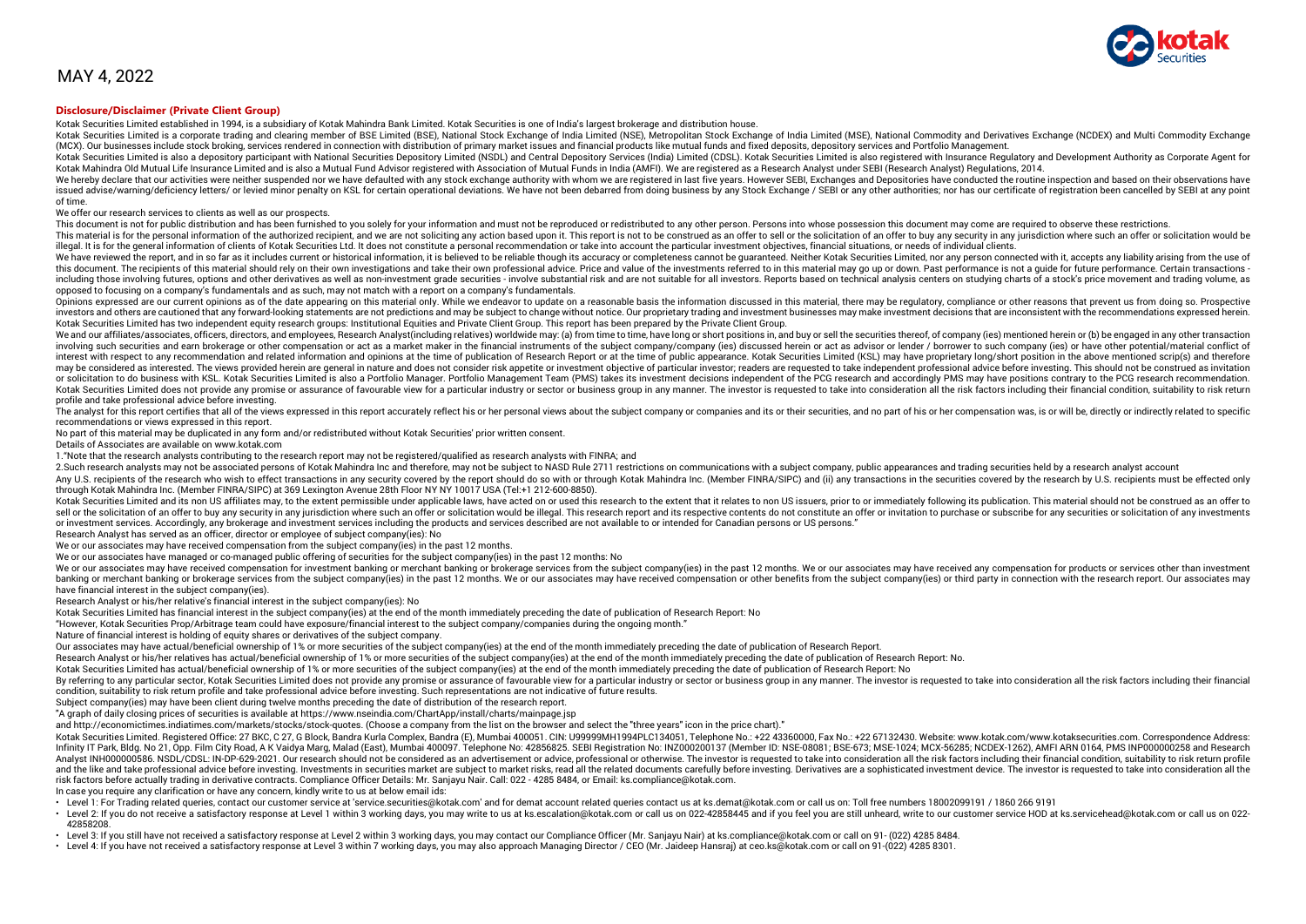MAY 4, 2022

### Disclosure/Disclaimer (Private Client Group)

Kotak Securities Limited established in 1994, is a subsidiary of Kotak Mahindra Bank Limited. Kotak Securities is one of India's largest brokerage and distribution house.

Kotak Securities Limited is a corporate trading and clearing member of BSE Limited (BSE), National Stock Exchange of India Limited (NSE), Metropolitan Stock Exchange of India Limited (MSE), National Commodity and Derivatives Exchange (NCDEX) and Multi Commodity Exchange (MCX). Our businesses include stock broking, services rendered in connection with distribution of primary market issues and financial products like mutual funds and fixed deposits, depository services and Portfolio Management.

Kotak Securities Limited is also a depository participant with National Securities Depository Limited (NSDL) and Central Depository Services (India) Limited (CDSL). Kotak Securities Limited is also registered with Insurance Regulatory and Development Authority as Corporate Agent for Kotak Mahindra Old Mutual Life Insurance Limited and is also a Mutual Fund Advisor registered with Association of Mutual Funds in India (AMFI). We are registered as a Research Analyst under SEBI (Research Analyst) Regulations, 2014.

We hereby declare that our activities were neither suspended nor we have defaulted with any stock exchange authority with whom we are registered in last five years. However SEBI, Exchanges and Depositories have conducted the routine inspection and based on their observations have issued advise/warning/deficiency letters/ or levied minor penalty on KSL for certain operational deviations. We have not been debarred from doing business by any Stock Exchange / SEBI or any other authorities; nor has our certificate of registration been cancelled by SEBI at any point of time.

We offer our research services to clients as well as our prospects.

This document is not for public distribution and has been furnished to you solely for your information and must not be reproduced or redistributed to any other person. Persons into whose possession this document may come are required to observe these restrictions.

This material is for the personal information of the authorized recipient, and we are not soliciting any action based upon it. This report is not to be construed as an offer to sell or the solicitation of an offer to buy any security in any jurisdiction where such an offer or solicitation would be illegal. It is for the general information of clients of Kotak Securities Ltd. It does not constitute a personal recommendation or take into account the particular investment objectives, financial situations, or needs of individual clients.

We have reviewed the report, and in so far as it includes current or historical information, it is believed to be reliable though its accuracy or completeness cannot be guaranteed. Neither Kotak Securities Limited, nor any person connected with it, accepts any liability arising from the use of this document. The recipients of this material should rely on their own investigations and take their own professional advice. Price and value of the investments referred to in this material may go up or down. Past performance is not a guide for future performance. Certain transactions - including those involving futures, options and other derivatives as well as non-investment grade securities - involve substantial risk and are not suitable for all investors. Reports based on technical analysis centers on studying charts of a stock's price movement and trading volume, as opposed to focusing on a company's fundamentals and as such, may not match with a report on a company's fundamentals.

Opinions expressed are our current opinions as of the date appearing on this material only. While we endeavor to update on a reasonable basis the information discussed in this material, there may be regulatory, compliance or other reasons that prevent us from doing so. Prospective investors and others are cautioned that any forward-looking statements are not predictions and may be subject to change without notice. Our proprietary trading and investment businesses may make investment decisions that are inconsistent with the recommendations expressed herein. Kotak Securities Limited has two independent equity research groups: Institutional Equities and Private Client Group. This report has been prepared by the Private Client Group.

We and our affiliates/associates, officers, directors, and employees, Research Analyst(including relatives) worldwide may: (a) from time to time, have long or short positions in, and buy or sell the securities thereof, of company (ies) mentioned herein or (b) be engaged in any other transaction involving such securities and earn brokerage or other compensation or act as a market maker in the financial instruments of the subject company/company (ies) discussed herein or act as advisor or lender / borrower to such company (ies) or have other potential/material conflict of interest with respect to any recommendation and related information and opinions at the time of publication of Research Report or at the time of public appearance. Kotak Securities Limited (KSL) may have proprietary long/short position in the above mentioned scrip(s) and therefore may be considered as interested. The views provided herein are general in nature and does not consider risk appetite or investment objective of particular investor; readers are requested to take independent professional advice before investing. This should not be construed as invitation or solicitation to do business with KSL. Kotak Securities Limited is also a Portfolio Manager. Portfolio Management Team (PMS) takes its investment decisions independent of the PCG research and accordingly PMS may have positions contrary to the PCG research recommendation. Kotak Securities Limited does not provide any promise or assurance of favourable view for a particular industry or sector or business group in any manner. The investor is requested to take into consideration all the risk factors including their financial condition, suitability to risk return profile and take professional advice before investing.

The analyst for this report certifies that all of the views expressed in this report accurately reflect his or her personal views about the subject company or companies and its or their securities, and no part of his or her compensation was, is or will be, directly or indirectly related to specific recommendations or views expressed in this report.

No part of this material may be duplicated in any form and/or redistributed without Kotak Securities' prior written consent.

Details of Associates are available on www.kotak.com

1."Note that the research analysts contributing to the research report may not be registered/qualified as research analysts with FINRA; and

2.Such research analysts may not be associated persons of Kotak Mahindra Inc and therefore, may not be subject to NASD Rule 2711 restrictions on communications with a subject company, public appearances and trading securities held by a research analyst account

Any U.S. recipients of the research who wish to effect transactions in any security covered by the report should do so with or through Kotak Mahindra Inc. (Member FINRA/SIPC) and (ii) any transactions in the securities covered by the research by U.S. recipients must be effected only through Kotak Mahindra Inc. (Member FINRA/SIPC) at 369 Lexington Avenue 28th Floor NY NY 10017 USA (Tel:+1 212-600-8850).

Kotak Securities Limited and its non US affiliates may, to the extent permissible under applicable laws, have acted on or used this research to the extent that it relates to non US issuers, prior to or immediately following its publication. This material should not be construed as an offer to sell or the solicitation of an offer to buy any security in any jurisdiction where such an offer or solicitation would be illegal. This research report and its respective contents do not constitute an offer or invitation to purchase or subscribe for any securities or solicitation of any investments or investment services. Accordingly, any brokerage and investment services including the products and services described are not available to or intended for Canadian persons or US persons."

Research Analyst has served as an officer, director or employee of subject company(ies): No

We or our associates may have received compensation from the subject company(ies) in the past 12 months.

We or our associates have managed or co-managed public offering of securities for the subject company(ies) in the past 12 months: No

We or our associates may have received compensation for investment banking or merchant banking or brokerage services from the subject company(ies) in the past 12 months. We or our associates may have received any compensation for products or services other than investment banking or merchant banking or brokerage services from the subject company(ies) in the past 12 months. We or our associates may have received compensation or other benefits from the subject company(ies) or third party in connection with the research report. Our associates may have financial interest in the subject company(ies).

Research Analyst or his/her relative's financial interest in the subject company(ies): No

Kotak Securities Limited has financial interest in the subject company(ies) at the end of the month immediately preceding the date of publication of Research Report: No

"However, Kotak Securities Prop/Arbitrage team could have exposure/financial interest to the subject company/companies during the ongoing month."

Nature of financial interest is holding of equity shares or derivatives of the subject company.

Our associates may have actual/beneficial ownership of 1% or more securities of the subject company(ies) at the end of the month immediately preceding the date of publication of Research Report.

Research Analyst or his/her relatives has actual/beneficial ownership of 1% or more securities of the subject company(ies) at the end of the month immediately preceding the date of publication of Research Report: No.

Kotak Securities Limited has actual/beneficial ownership of 1% or more securities of the subject company(ies) at the end of the month immediately preceding the date of publication of Research Report: No

By referring to any particular sector, Kotak Securities Limited does not provide any promise or assurance of favourable view for a particular industry or sector or business group in any manner. The investor is requested to take into consideration all the risk factors including their financial condition, suitability to risk return profile and take professional advice before investing. Such representations are not indicative of future results.

Subject company(ies) may have been client during twelve months preceding the date of distribution of the research report.

"A graph of daily closing prices of securities is available at https://www.nseindia.com/ChartApp/install/charts/mainpage.jsp

and http://economictimes.indiatimes.com/markets/stocks/stock-quotes. (Choose a company from the list on the browser and select the "three years" icon in the price chart)."

Kotak Securities Limited. Registered Office: 27 BKC, C 27, G Block, Bandra Kurla Complex, Bandra (E), Mumbai 400051. CIN: U99999MH1994PLC134051, Telephone No.: +22 43360000, Fax No.: +22 67132430. Website: www.kotak.com/www.kotaksecurities.com. Correspondence Address: Infinity IT Park, Bldg. No 21, Opp. Film City Road, A K Vaidya Marg, Malad (East), Mumbai 400097. Telephone No: 42856825. SEBI Registration No: INZ000200137 (Member ID: NSE-08081; BSE-673; MSE-1024; MCX-56285; NCDEX-1262), AMFI ARN 0164, PMS INP000000258 and Research Analyst INH000000586. NSDL/CDSL: IN-DP-629-2021. Our research should not be considered as an advertisement or advice, professional or otherwise. The investor is requested to take into consideration all the risk factors including their financial condition, suitability to risk return profile and the like and take professional advice before investing. Investments in securities market are subject to market risks, read all the related documents carefully before investing. Derivatives are a sophisticated investment device. The investor is requested to take into consideration all the risk factors before actually trading in derivative contracts. Compliance Officer Details: Mr. Sanjayu Nair. Call: 022 - 4285 8484, or Email: ks.compliance@kotak.com.

In case you require any clarification or have any concern, kindly write to us at below email ids:

- Level 1: For Trading related queries, contact our customer service at 'service.securities@kotak.com' and for demat account related queries contact us at ks.demat@kotak.com or call us on: Toll free numbers 18002099191 / 1860 266 9191
- Level 2: If you do not receive a satisfactory response at Level 1 within 3 working days, you may write to us at ks.escalation@kotak.com or call us on 022-42858445 and if you feel you are still unheard, write to our customer service HOD at ks.servicehead@kotak.com or call us on 022-42858208.
- Level 3: If you still have not received a satisfactory response at Level 2 within 3 working days, you may contact our Compliance Officer (Mr. Sanjayu Nair) at ks.compliance@kotak.com or call on 91- (022) 4285 8484.
- Level 4: If you have not received a satisfactory response at Level 3 within 7 working days, you may also approach Managing Director / CEO (Mr. Jaideep Hansraj) at ceo.ks@kotak.com or call on 91-(022) 4285 8301.